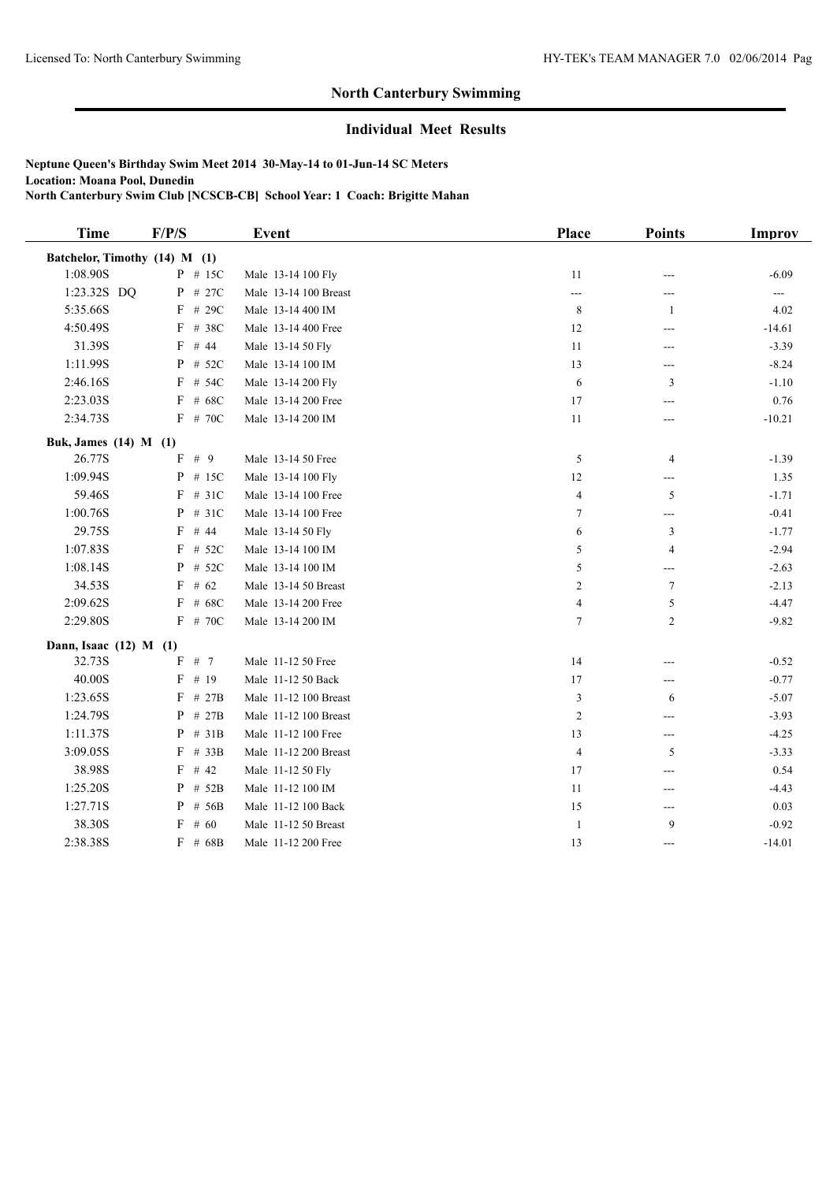## North Canterbury Swimming

### Individual Meet Results

**Neptune Queen's Birthday Swim Meet 2014 30-May-14 to 01-Jun-14 SC Meters**
**Location: Moana Pool, Dunedin**
**North Canterbury Swim Club [NCSCB-CB] School Year: 1 Coach: Brigitte Mahan**

| Time | F/P/S | Event | Place | Points | Improv |
|---|---|---|---|---|---|
| **Batchelor, Timothy (14) M (1)** | | | | | |
| 1:08.90S | P # 15C | Male 13-14 100 Fly | 11 | --- | -6.09 |
| 1:23.32S DQ | P # 27C | Male 13-14 100 Breast | --- | --- | --- |
| 5:35.66S | F # 29C | Male 13-14 400 IM | 8 | 1 | 4.02 |
| 4:50.49S | F # 38C | Male 13-14 400 Free | 12 | --- | -14.61 |
| 31.39S | F # 44 | Male 13-14 50 Fly | 11 | --- | -3.39 |
| 1:11.99S | P # 52C | Male 13-14 100 IM | 13 | --- | -8.24 |
| 2:46.16S | F # 54C | Male 13-14 200 Fly | 6 | 3 | -1.10 |
| 2:23.03S | F # 68C | Male 13-14 200 Free | 17 | --- | 0.76 |
| 2:34.73S | F # 70C | Male 13-14 200 IM | 11 | --- | -10.21 |
| **Buk, James (14) M (1)** | | | | | |
| 26.77S | F # 9 | Male 13-14 50 Free | 5 | 4 | -1.39 |
| 1:09.94S | P # 15C | Male 13-14 100 Fly | 12 | --- | 1.35 |
| 59.46S | F # 31C | Male 13-14 100 Free | 4 | 5 | -1.71 |
| 1:00.76S | P # 31C | Male 13-14 100 Free | 7 | --- | -0.41 |
| 29.75S | F # 44 | Male 13-14 50 Fly | 6 | 3 | -1.77 |
| 1:07.83S | F # 52C | Male 13-14 100 IM | 5 | 4 | -2.94 |
| 1:08.14S | P # 52C | Male 13-14 100 IM | 5 | --- | -2.63 |
| 34.53S | F # 62 | Male 13-14 50 Breast | 2 | 7 | -2.13 |
| 2:09.62S | F # 68C | Male 13-14 200 Free | 4 | 5 | -4.47 |
| 2:29.80S | F # 70C | Male 13-14 200 IM | 7 | 2 | -9.82 |
| **Dann, Isaac (12) M (1)** | | | | | |
| 32.73S | F # 7 | Male 11-12 50 Free | 14 | --- | -0.52 |
| 40.00S | F # 19 | Male 11-12 50 Back | 17 | --- | -0.77 |
| 1:23.65S | F # 27B | Male 11-12 100 Breast | 3 | 6 | -5.07 |
| 1:24.79S | P # 27B | Male 11-12 100 Breast | 2 | --- | -3.93 |
| 1:11.37S | P # 31B | Male 11-12 100 Free | 13 | --- | -4.25 |
| 3:09.05S | F # 33B | Male 11-12 200 Breast | 4 | 5 | -3.33 |
| 38.98S | F # 42 | Male 11-12 50 Fly | 17 | --- | 0.54 |
| 1:25.20S | P # 52B | Male 11-12 100 IM | 11 | --- | -4.43 |
| 1:27.71S | P # 56B | Male 11-12 100 Back | 15 | --- | 0.03 |
| 38.30S | F # 60 | Male 11-12 50 Breast | 1 | 9 | -0.92 |
| 2:38.38S | F # 68B | Male 11-12 200 Free | 13 | --- | -14.01 |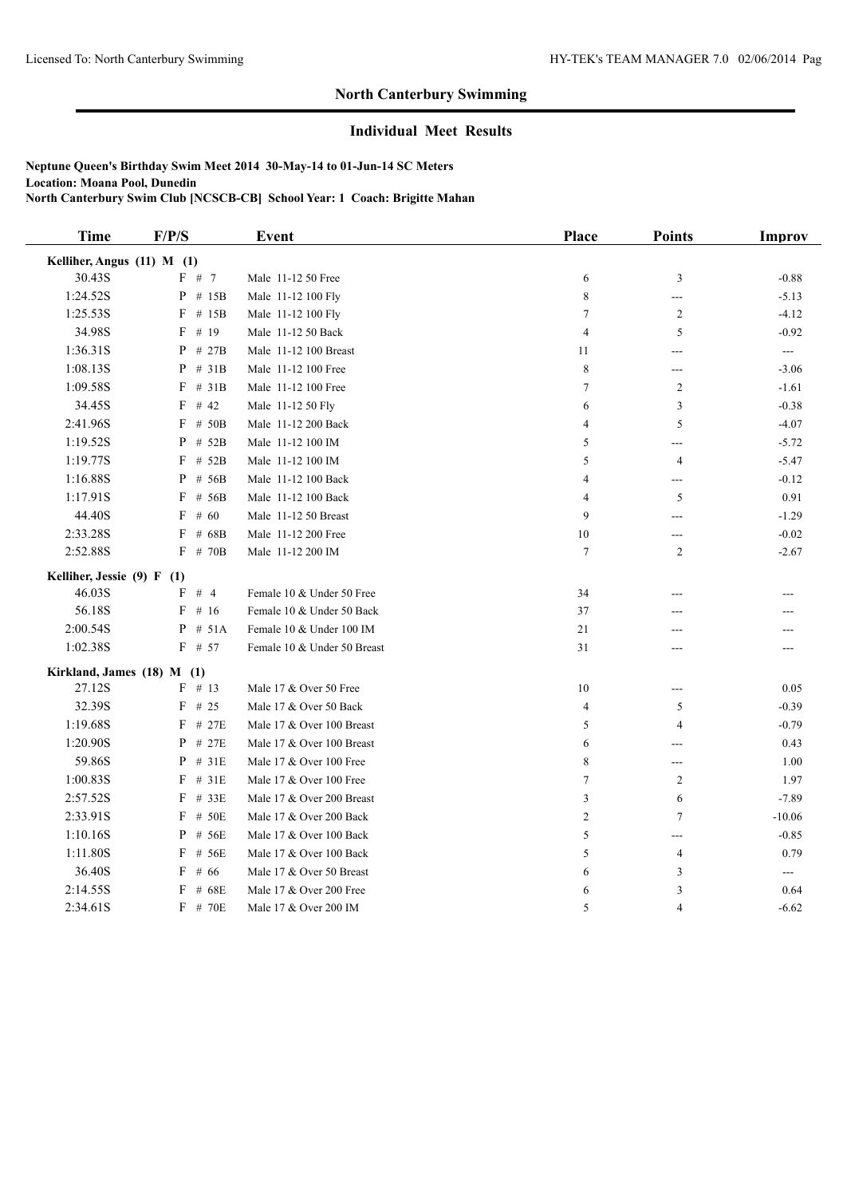## North Canterbury Swimming

### Individual Meet Results

**Neptune Queen's Birthday Swim Meet 2014 30-May-14 to 01-Jun-14 SC Meters**
**Location: Moana Pool, Dunedin**
**North Canterbury Swim Club [NCSCB-CB] School Year: 1 Coach: Brigitte Mahan**

| Time | F/P/S | Event | Place | Points | Improv |
|---|---|---|---|---|---|
| **Kelliher, Angus (11) M (1)** | | | | | |
| 30.43S | F # 7 | Male 11-12 50 Free | 6 | 3 | -0.88 |
| 1:24.52S | P # 15B | Male 11-12 100 Fly | 8 | --- | -5.13 |
| 1:25.53S | F # 15B | Male 11-12 100 Fly | 7 | 2 | -4.12 |
| 34.98S | F # 19 | Male 11-12 50 Back | 4 | 5 | -0.92 |
| 1:36.31S | P # 27B | Male 11-12 100 Breast | 11 | --- | --- |
| 1:08.13S | P # 31B | Male 11-12 100 Free | 8 | --- | -3.06 |
| 1:09.58S | F # 31B | Male 11-12 100 Free | 7 | 2 | -1.61 |
| 34.45S | F # 42 | Male 11-12 50 Fly | 6 | 3 | -0.38 |
| 2:41.96S | F # 50B | Male 11-12 200 Back | 4 | 5 | -4.07 |
| 1:19.52S | P # 52B | Male 11-12 100 IM | 5 | --- | -5.72 |
| 1:19.77S | F # 52B | Male 11-12 100 IM | 5 | 4 | -5.47 |
| 1:16.88S | P # 56B | Male 11-12 100 Back | 4 | --- | -0.12 |
| 1:17.91S | F # 56B | Male 11-12 100 Back | 4 | 5 | 0.91 |
| 44.40S | F # 60 | Male 11-12 50 Breast | 9 | --- | -1.29 |
| 2:33.28S | F # 68B | Male 11-12 200 Free | 10 | --- | -0.02 |
| 2:52.88S | F # 70B | Male 11-12 200 IM | 7 | 2 | -2.67 |
| **Kelliher, Jessie (9) F (1)** | | | | | |
| 46.03S | F # 4 | Female 10 & Under 50 Free | 34 | --- | --- |
| 56.18S | F # 16 | Female 10 & Under 50 Back | 37 | --- | --- |
| 2:00.54S | P # 51A | Female 10 & Under 100 IM | 21 | --- | --- |
| 1:02.38S | F # 57 | Female 10 & Under 50 Breast | 31 | --- | --- |
| **Kirkland, James (18) M (1)** | | | | | |
| 27.12S | F # 13 | Male 17 & Over 50 Free | 10 | --- | 0.05 |
| 32.39S | F # 25 | Male 17 & Over 50 Back | 4 | 5 | -0.39 |
| 1:19.68S | F # 27E | Male 17 & Over 100 Breast | 5 | 4 | -0.79 |
| 1:20.90S | P # 27E | Male 17 & Over 100 Breast | 6 | --- | 0.43 |
| 59.86S | P # 31E | Male 17 & Over 100 Free | 8 | --- | 1.00 |
| 1:00.83S | F # 31E | Male 17 & Over 100 Free | 7 | 2 | 1.97 |
| 2:57.52S | F # 33E | Male 17 & Over 200 Breast | 3 | 6 | -7.89 |
| 2:33.91S | F # 50E | Male 17 & Over 200 Back | 2 | 7 | -10.06 |
| 1:10.16S | P # 56E | Male 17 & Over 100 Back | 5 | --- | -0.85 |
| 1:11.80S | F # 56E | Male 17 & Over 100 Back | 5 | 4 | 0.79 |
| 36.40S | F # 66 | Male 17 & Over 50 Breast | 6 | 3 | --- |
| 2:14.55S | F # 68E | Male 17 & Over 200 Free | 6 | 3 | 0.64 |
| 2:34.61S | F # 70E | Male 17 & Over 200 IM | 5 | 4 | -6.62 |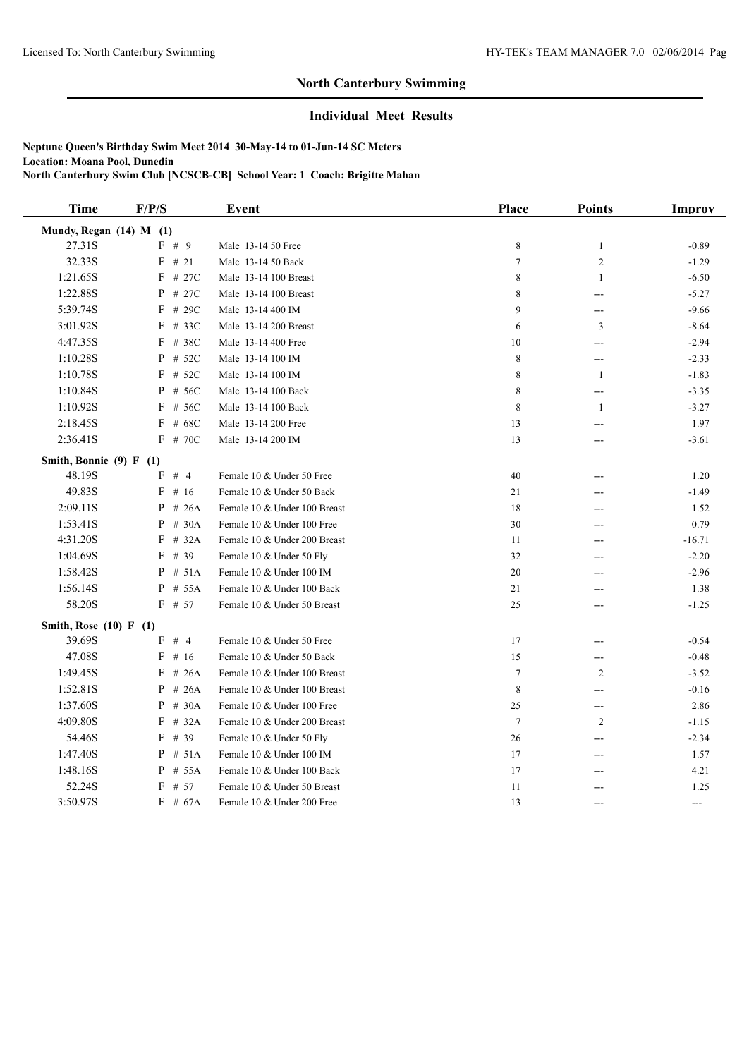## North Canterbury Swimming

### Individual Meet Results

**Neptune Queen's Birthday Swim Meet 2014 30-May-14 to 01-Jun-14 SC Meters**
**Location: Moana Pool, Dunedin**
**North Canterbury Swim Club [NCSCB-CB] School Year: 1 Coach: Brigitte Mahan**

| Time | F/P/S | Event | Place | Points | Improv |
|---|---|---|---|---|---|
| **Mundy, Regan (14) M (1)** | | | | | |
| 27.31S | F # 9 | Male 13-14 50 Free | 8 | 1 | -0.89 |
| 32.33S | F # 21 | Male 13-14 50 Back | 7 | 2 | -1.29 |
| 1:21.65S | F # 27C | Male 13-14 100 Breast | 8 | 1 | -6.50 |
| 1:22.88S | P # 27C | Male 13-14 100 Breast | 8 | --- | -5.27 |
| 5:39.74S | F # 29C | Male 13-14 400 IM | 9 | --- | -9.66 |
| 3:01.92S | F # 33C | Male 13-14 200 Breast | 6 | 3 | -8.64 |
| 4:47.35S | F # 38C | Male 13-14 400 Free | 10 | --- | -2.94 |
| 1:10.28S | P # 52C | Male 13-14 100 IM | 8 | --- | -2.33 |
| 1:10.78S | F # 52C | Male 13-14 100 IM | 8 | 1 | -1.83 |
| 1:10.84S | P # 56C | Male 13-14 100 Back | 8 | --- | -3.35 |
| 1:10.92S | F # 56C | Male 13-14 100 Back | 8 | 1 | -3.27 |
| 2:18.45S | F # 68C | Male 13-14 200 Free | 13 | --- | 1.97 |
| 2:36.41S | F # 70C | Male 13-14 200 IM | 13 | --- | -3.61 |
| **Smith, Bonnie (9) F (1)** | | | | | |
| 48.19S | F # 4 | Female 10 & Under 50 Free | 40 | --- | 1.20 |
| 49.83S | F # 16 | Female 10 & Under 50 Back | 21 | --- | -1.49 |
| 2:09.11S | P # 26A | Female 10 & Under 100 Breast | 18 | --- | 1.52 |
| 1:53.41S | P # 30A | Female 10 & Under 100 Free | 30 | --- | 0.79 |
| 4:31.20S | F # 32A | Female 10 & Under 200 Breast | 11 | --- | -16.71 |
| 1:04.69S | F # 39 | Female 10 & Under 50 Fly | 32 | --- | -2.20 |
| 1:58.42S | P # 51A | Female 10 & Under 100 IM | 20 | --- | -2.96 |
| 1:56.14S | P # 55A | Female 10 & Under 100 Back | 21 | --- | 1.38 |
| 58.20S | F # 57 | Female 10 & Under 50 Breast | 25 | --- | -1.25 |
| **Smith, Rose (10) F (1)** | | | | | |
| 39.69S | F # 4 | Female 10 & Under 50 Free | 17 | --- | -0.54 |
| 47.08S | F # 16 | Female 10 & Under 50 Back | 15 | --- | -0.48 |
| 1:49.45S | F # 26A | Female 10 & Under 100 Breast | 7 | 2 | -3.52 |
| 1:52.81S | P # 26A | Female 10 & Under 100 Breast | 8 | --- | -0.16 |
| 1:37.60S | P # 30A | Female 10 & Under 100 Free | 25 | --- | 2.86 |
| 4:09.80S | F # 32A | Female 10 & Under 200 Breast | 7 | 2 | -1.15 |
| 54.46S | F # 39 | Female 10 & Under 50 Fly | 26 | --- | -2.34 |
| 1:47.40S | P # 51A | Female 10 & Under 100 IM | 17 | --- | 1.57 |
| 1:48.16S | P # 55A | Female 10 & Under 100 Back | 17 | --- | 4.21 |
| 52.24S | F # 57 | Female 10 & Under 50 Breast | 11 | --- | 1.25 |
| 3:50.97S | F # 67A | Female 10 & Under 200 Free | 13 | --- | --- |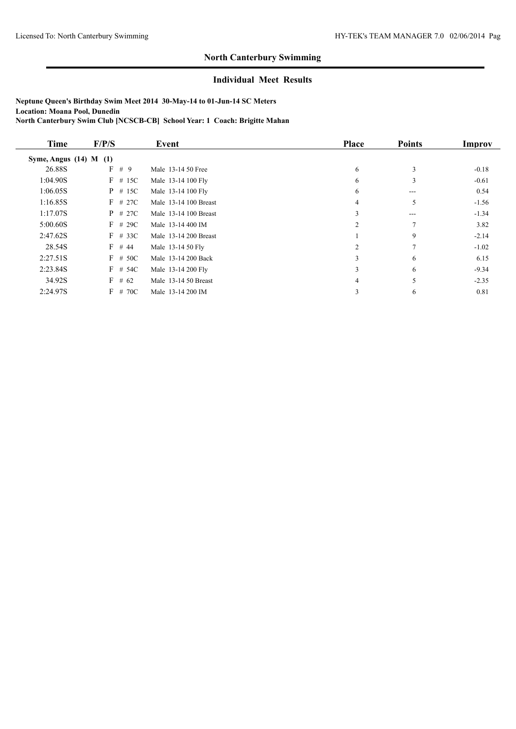## North Canterbury Swimming

### Individual Meet Results

**Neptune Queen's Birthday Swim Meet 2014 30-May-14 to 01-Jun-14 SC Meters**
**Location: Moana Pool, Dunedin**
**North Canterbury Swim Club [NCSCB-CB] School Year: 1 Coach: Brigitte Mahan**

| Time | F/P/S | | Event | Place | Points | Improv |
|---|---|---|---|---|---|---|
| **Syme, Angus (14) M (1)** | | | | | | |
| 26.88S | F | # 9 | Male 13-14 50 Free | 6 | 3 | -0.18 |
| 1:04.90S | F | # 15C | Male 13-14 100 Fly | 6 | 3 | -0.61 |
| 1:06.05S | P | # 15C | Male 13-14 100 Fly | 6 | --- | 0.54 |
| 1:16.85S | F | # 27C | Male 13-14 100 Breast | 4 | 5 | -1.56 |
| 1:17.07S | P | # 27C | Male 13-14 100 Breast | 3 | --- | -1.34 |
| 5:00.60S | F | # 29C | Male 13-14 400 IM | 2 | 7 | 3.82 |
| 2:47.62S | F | # 33C | Male 13-14 200 Breast | 1 | 9 | -2.14 |
| 28.54S | F | # 44 | Male 13-14 50 Fly | 2 | 7 | -1.02 |
| 2:27.51S | F | # 50C | Male 13-14 200 Back | 3 | 6 | 6.15 |
| 2:23.84S | F | # 54C | Male 13-14 200 Fly | 3 | 6 | -9.34 |
| 34.92S | F | # 62 | Male 13-14 50 Breast | 4 | 5 | -2.35 |
| 2:24.97S | F | # 70C | Male 13-14 200 IM | 3 | 6 | 0.81 |